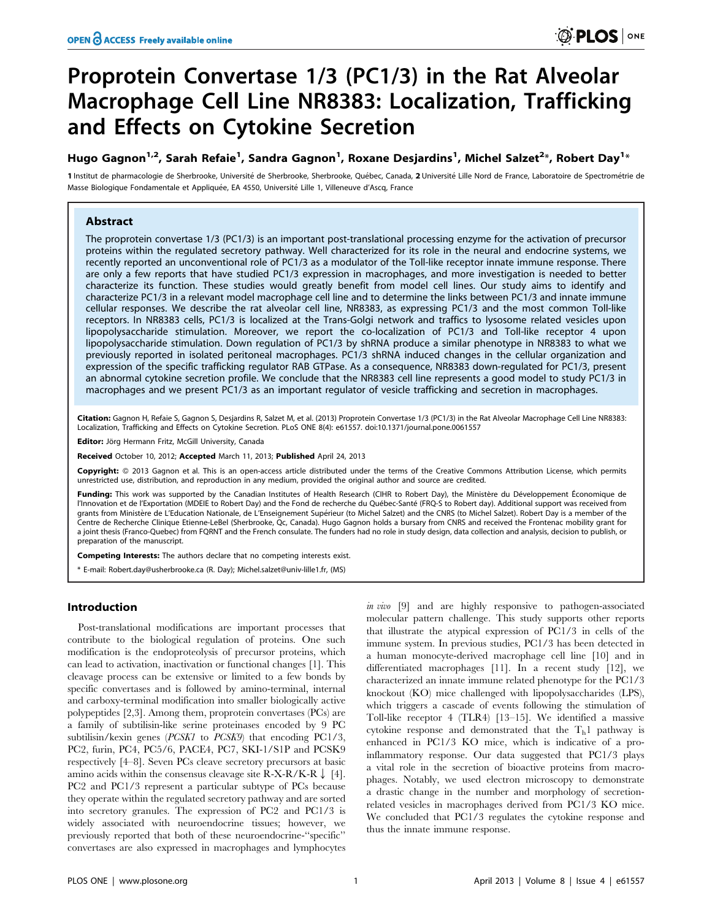# Proprotein Convertase 1/3 (PC1/3) in the Rat Alveolar Macrophage Cell Line NR8383: Localization, Trafficking and Effects on Cytokine Secretion

**Hugo Gagnon[1,2], Sarah Refaie[1], Sandra Gagnon[1], Roxane Desjardins[1], Michel Salzet[2]*, Robert Day[1]***

**1** Institut de pharmacologie de Sherbrooke, Université de Sherbrooke, Sherbrooke, Québec, Canada, **2** Université Lille Nord de France, Laboratoire de Spectrométrie de Masse Biologique Fondamentale et Appliquée, EA 4550, Université Lille 1, Villeneuve d'Ascq, France

## Abstract

The proprotein convertase 1/3 (PC1/3) is an important post-translational processing enzyme for the activation of precursor proteins within the regulated secretory pathway. Well characterized for its role in the neural and endocrine systems, we recently reported an unconventional role of PC1/3 as a modulator of the Toll-like receptor innate immune response. There are only a few reports that have studied PC1/3 expression in macrophages, and more investigation is needed to better characterize its function. These studies would greatly benefit from model cell lines. Our study aims to identify and characterize PC1/3 in a relevant model macrophage cell line and to determine the links between PC1/3 and innate immune cellular responses. We describe the rat alveolar cell line, NR8383, as expressing PC1/3 and the most common Toll-like receptors. In NR8383 cells, PC1/3 is localized at the Trans-Golgi network and traffics to lysosome related vesicles upon lipopolysaccharide stimulation. Moreover, we report the co-localization of PC1/3 and Toll-like receptor 4 upon lipopolysaccharide stimulation. Down regulation of PC1/3 by shRNA produce a similar phenotype in NR8383 to what we previously reported in isolated peritoneal macrophages. PC1/3 shRNA induced changes in the cellular organization and expression of the specific trafficking regulator RAB GTPase. As a consequence, NR8383 down-regulated for PC1/3, present an abnormal cytokine secretion profile. We conclude that the NR8383 cell line represents a good model to study PC1/3 in macrophages and we present PC1/3 as an important regulator of vesicle trafficking and secretion in macrophages.

**Citation:** Gagnon H, Refaie S, Gagnon S, Desjardins R, Salzet M, et al. (2013) Proprotein Convertase 1/3 (PC1/3) in the Rat Alveolar Macrophage Cell Line NR8383: Localization, Trafficking and Effects on Cytokine Secretion. PLoS ONE 8(4): e61557. doi:10.1371/journal.pone.0061557

**Editor:** Jörg Hermann Fritz, McGill University, Canada

**Received** October 10, 2012; **Accepted** March 11, 2013; **Published** April 24, 2013

**Copyright:** © 2013 Gagnon et al. This is an open-access article distributed under the terms of the Creative Commons Attribution License, which permits unrestricted use, distribution, and reproduction in any medium, provided the original author and source are credited.

**Funding:** This work was supported by the Canadian Institutes of Health Research (CIHR to Robert Day), the Ministère du Développement Économique de l'Innovation et de l'Exportation (MDEIE to Robert Day) and the Fond de recherche du Québec-Santé (FRQ-S to Robert day). Additional support was received from grants from Ministère de L'Education Nationale, de L'Enseignement Supérieur (to Michel Salzet) and the CNRS (to Michel Salzet). Robert Day is a member of the Centre de Recherche Clinique Etienne-LeBel (Sherbrooke, Qc, Canada). Hugo Gagnon holds a bursary from CNRS and received the Frontenac mobility grant for a joint thesis (Franco-Quebec) from FQRNT and the French consulate. The funders had no role in study design, data collection and analysis, decision to publish, or preparation of the manuscript.

**Competing Interests:** The authors declare that no competing interests exist.

* E-mail: Robert.day@usherbrooke.ca (R. Day); Michel.salzet@univ-lille1.fr, (MS)

## Introduction

Post-translational modifications are important processes that contribute to the biological regulation of proteins. One such modification is the endoproteolysis of precursor proteins, which can lead to activation, inactivation or functional changes [1]. This cleavage process can be extensive or limited to a few bonds by specific convertases and is followed by amino-terminal, internal and carboxy-terminal modification into smaller biologically active polypeptides [2,3]. Among them, proprotein convertases (PCs) are a family of subtilisin-like serine proteinases encoded by 9 PC subtilisin/kexin genes (*PCSK1* to *PCSK9*) that encoding PC1/3, PC2, furin, PC4, PC5/6, PACE4, PC7, SKI-1/S1P and PCSK9 respectively [4–8]. Seven PCs cleave secretory precursors at basic amino acids within the consensus cleavage site R-X-R/K-R ↓ [4]. PC2 and PC1/3 represent a particular subtype of PCs because they operate within the regulated secretory pathway and are sorted into secretory granules. The expression of PC2 and PC1/3 is widely associated with neuroendocrine tissues; however, we previously reported that both of these neuroendocrine-''specific'' convertases are also expressed in macrophages and lymphocytes *in vivo* [9] and are highly responsive to pathogen-associated molecular pattern challenge. This study supports other reports that illustrate the atypical expression of PC1/3 in cells of the immune system. In previous studies, PC1/3 has been detected in a human monocyte-derived macrophage cell line [10] and in differentiated macrophages [11]. In a recent study [12], we characterized an innate immune related phenotype for the PC1/3 knockout (KO) mice challenged with lipopolysaccharides (LPS), which triggers a cascade of events following the stimulation of Toll-like receptor 4 (TLR4) [13–15]. We identified a massive cytokine response and demonstrated that the $T_h1$ pathway is enhanced in PC1/3 KO mice, which is indicative of a pro-inflammatory response. Our data suggested that PC1/3 plays a vital role in the secretion of bioactive proteins from macrophages. Notably, we used electron microscopy to demonstrate a drastic change in the number and morphology of secretion-related vesicles in macrophages derived from PC1/3 KO mice. We concluded that PC1/3 regulates the cytokine response and thus the innate immune response.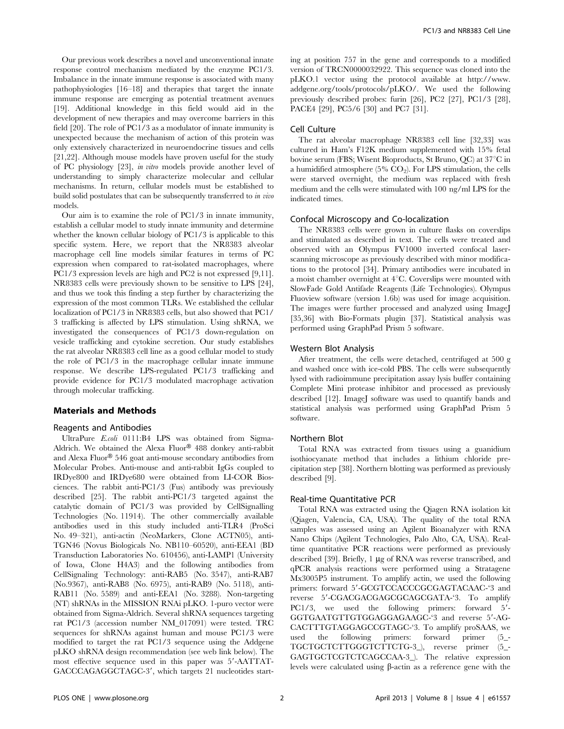Our previous work describes a novel and unconventional innate response control mechanism mediated by the enzyme PC1/3. Imbalance in the innate immune response is associated with many pathophysiologies [16–18] and therapies that target the innate immune response are emerging as potential treatment avenues [19]. Additional knowledge in this field would aid in the development of new therapies and may overcome barriers in this field [20]. The role of PC1/3 as a modulator of innate immunity is unexpected because the mechanism of action of this protein was only extensively characterized in neuroendocrine tissues and cells [21,22]. Although mouse models have proven useful for the study of PC physiology [23], *in vitro* models provide another level of understanding to simply characterize molecular and cellular mechanisms. In return, cellular models must be established to build solid postulates that can be subsequently transferred to *in vivo* models.

Our aim is to examine the role of PC1/3 in innate immunity, establish a cellular model to study innate immunity and determine whether the known cellular biology of PC1/3 is applicable to this specific system. Here, we report that the NR8383 alveolar macrophage cell line models similar features in terms of PC expression when compared to rat-isolated macrophages, where PC1/3 expression levels are high and PC2 is not expressed [9,11]. NR8383 cells were previously shown to be sensitive to LPS [24], and thus we took this finding a step further by characterizing the expression of the most common TLRs. We established the cellular localization of PC1/3 in NR8383 cells, but also showed that PC1/3 trafficking is affected by LPS stimulation. Using shRNA, we investigated the consequences of PC1/3 down-regulation on vesicle trafficking and cytokine secretion. Our study establishes the rat alveolar NR8383 cell line as a good cellular model to study the role of PC1/3 in the macrophage cellular innate immune response. We describe LPS-regulated PC1/3 trafficking and provide evidence for PC1/3 modulated macrophage activation through molecular trafficking.

## Materials and Methods

### Reagents and Antibodies

UltraPure *E.coli* 0111:B4 LPS was obtained from Sigma-Aldrich. We obtained the Alexa Fluor® 488 donkey anti-rabbit and Alexa Fluor® 546 goat anti-mouse secondary antibodies from Molecular Probes. Anti-mouse and anti-rabbit IgGs coupled to IRDye800 and IRDye680 were obtained from LI-COR Biosciences. The rabbit anti-PC1/3 (Fus) antibody was previously described [25]. The rabbit anti-PC1/3 targeted against the catalytic domain of PC1/3 was provided by CellSignalling Technologies (No. 11914). The other commercially available antibodies used in this study included anti-TLR4 (ProSci No. 49–321), anti-actin (NeoMarkers, Clone ACTN05), anti-TGN46 (Novus Biologicals No. NB110–60520), anti-EEA1 (BD Transduction Laboratories No. 610456), anti-LAMP1 (University of Iowa, Clone H4A3) and the following antibodies from CellSignaling Technology: anti-RAB5 (No. 3547), anti-RAB7 (No.9367), anti-RAB8 (No. 6975), anti-RAB9 (No. 5118), anti-RAB11 (No. 5589) and anti-EEA1 (No. 3288). Non-targeting (NT) shRNAs in the MISSION RNAi pLKO. 1-puro vector were obtained from Sigma-Aldrich. Several shRNA sequences targeting rat PC1/3 (accession number NM_017091) were tested. TRC sequences for shRNAs against human and mouse PC1/3 were modified to target the rat PC1/3 sequence using the Addgene pLKO shRNA design recommendation (see web link below). The most effective sequence used in this paper was 5′-AATTATGACCCAGAGGCTAGC-3′, which targets 21 nucleotides starting at position 757 in the gene and corresponds to a modified version of TRCN0000032922. This sequence was cloned into the pLKO.1 vector using the protocol available at http://www.addgene.org/tools/protocols/pLKO/. We used the following previously described probes: furin [26], PC2 [27], PC1/3 [28], PACE4 [29], PC5/6 [30] and PC7 [31].

### Cell Culture

The rat alveolar macrophage NR8383 cell line [32,33] was cultured in Ham's F12K medium supplemented with 15% fetal bovine serum (FBS; Wisent Bioproducts, St Bruno, QC) at 37°C in a humidified atmosphere (5% $CO_2$). For LPS stimulation, the cells were starved overnight, the medium was replaced with fresh medium and the cells were stimulated with 100 ng/ml LPS for the indicated times.

### Confocal Microscopy and Co-localization

The NR8383 cells were grown in culture flasks on coverslips and stimulated as described in text. The cells were treated and observed with an Olympus FV1000 inverted confocal laser-scanning microscope as previously described with minor modifications to the protocol [34]. Primary antibodies were incubated in a moist chamber overnight at 4°C. Coverslips were mounted with SlowFade Gold Antifade Reagents (Life Technologies). Olympus Fluoview software (version 1.6b) was used for image acquisition. The images were further processed and analyzed using ImageJ [35,36] with Bio-Formats plugin [37]. Statistical analysis was performed using GraphPad Prism 5 software.

### Western Blot Analysis

After treatment, the cells were detached, centrifuged at 500 g and washed once with ice-cold PBS. The cells were subsequently lysed with radioimmune precipitation assay lysis buffer containing Complete Mini protease inhibitor and processed as previously described [12]. ImageJ software was used to quantify bands and statistical analysis was performed using GraphPad Prism 5 software.

### Northern Blot

Total RNA was extracted from tissues using a guanidium isothiocyanate method that includes a lithium chloride precipitation step [38]. Northern blotting was performed as previously described [9].

### Real-time Quantitative PCR

Total RNA was extracted using the Qiagen RNA isolation kit (Qiagen, Valencia, CA, USA). The quality of the total RNA samples was assessed using an Agilent Bioanalyzer with RNA Nano Chips (Agilent Technologies, Palo Alto, CA, USA). Real-time quantitative PCR reactions were performed as previously described [39]. Briefly, 1 μg of RNA was reverse transcribed, and qPCR analysis reactions were performed using a Stratagene Mx3005P5 instrument. To amplify actin, we used the following primers: forward 5′-GCGTCCACCCGCGAGTACAAC-'3 and reverse 5′-CGACGACGAGCGCAGCGATA-'3. To amplify PC1/3, we used the following primers: forward 5′-GGTGAATGTTGTGGAGGAGAAGC-'3 and reverse 5′-AG-CACTTTGTAGGAGCCGTAGC-'3. To amplify proSAAS, we used the following primers: forward primer (5_-TGCTGCTCTTGGGTCTTCTG-3_), reverse primer (5_-GAGTGCTCGTCTCAGCCAA-3_). The relative expression levels were calculated using β-actin as a reference gene with the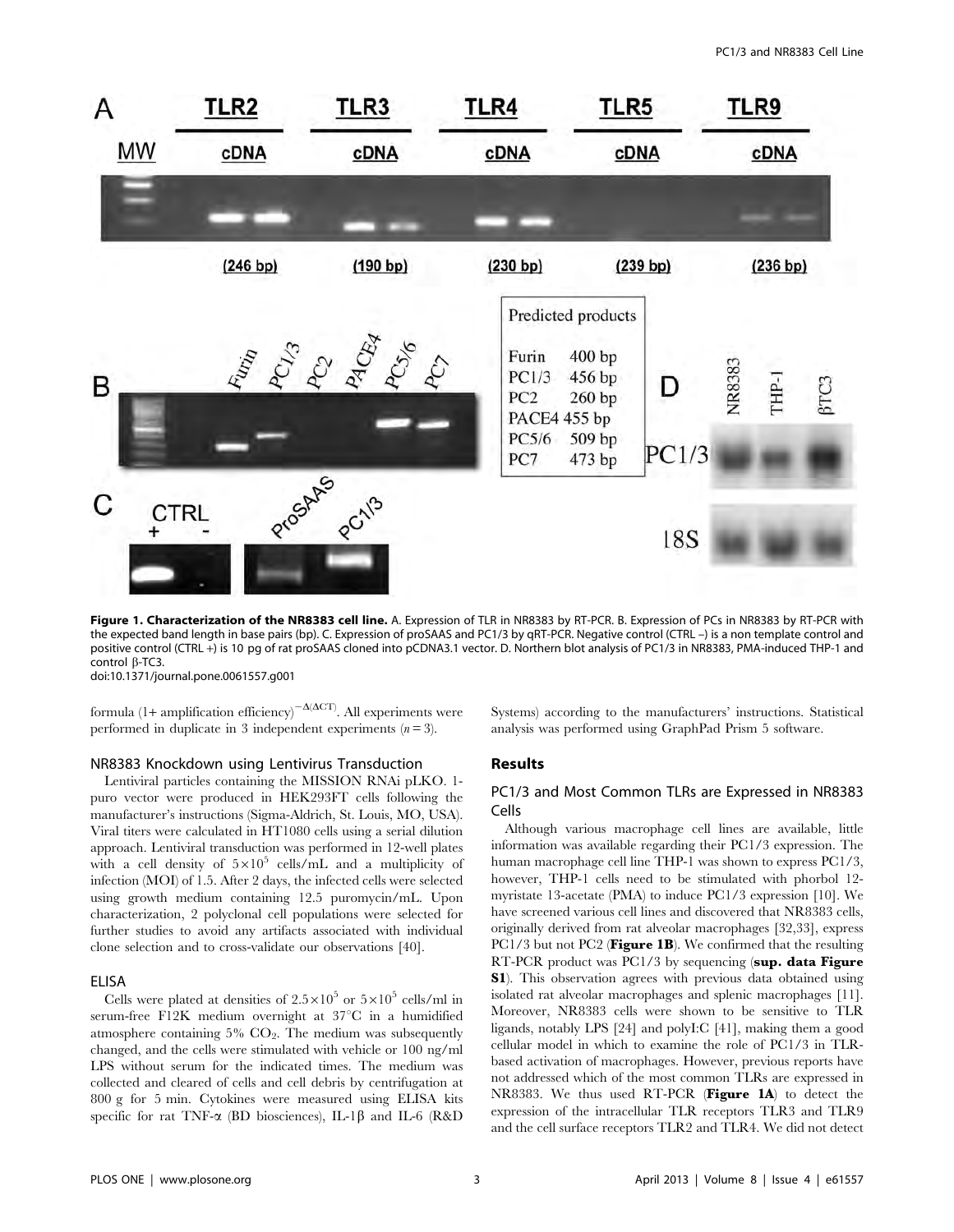**Figure 1. Characterization of the NR8383 cell line.** A. Expression of TLR in NR8383 by RT-PCR. B. Expression of PCs in NR8383 by RT-PCR with the expected band length in base pairs (bp). C. Expression of proSAAS and PC1/3 by qRT-PCR. Negative control (CTRL –) is a non template control and positive control (CTRL +) is 10 pg of rat proSAAS cloned into pCDNA3.1 vector. D. Northern blot analysis of PC1/3 in NR8383, PMA-induced THP-1 and control β-TC3.

doi:10.1371/journal.pone.0061557.g001

formula (1+ amplification efficiency)$^{-\Delta(\Delta CT)}$. All experiments were performed in duplicate in 3 independent experiments ($n = 3$).

### NR8383 Knockdown using Lentivirus Transduction

Lentiviral particles containing the MISSION RNAi pLKO. 1-puro vector were produced in HEK293FT cells following the manufacturer's instructions (Sigma-Aldrich, St. Louis, MO, USA). Viral titers were calculated in HT1080 cells using a serial dilution approach. Lentiviral transduction was performed in 12-well plates with a cell density of $5\times10^5$ cells/mL and a multiplicity of infection (MOI) of 1.5. After 2 days, the infected cells were selected using growth medium containing 12.5 puromycin/mL. Upon characterization, 2 polyclonal cell populations were selected for further studies to avoid any artifacts associated with individual clone selection and to cross-validate our observations [40].

### ELISA

Cells were plated at densities of $2.5\times10^5$ or $5\times10^5$ cells/ml in serum-free F12K medium overnight at 37°C in a humidified atmosphere containing 5% $CO_2$. The medium was subsequently changed, and the cells were stimulated with vehicle or 100 ng/ml LPS without serum for the indicated times. The medium was collected and cleared of cells and cell debris by centrifugation at 800 g for 5 min. Cytokines were measured using ELISA kits specific for rat TNF-α (BD biosciences), IL-1β and IL-6 (R&D Systems) according to the manufacturers' instructions. Statistical analysis was performed using GraphPad Prism 5 software.

## Results

### PC1/3 and Most Common TLRs are Expressed in NR8383 Cells

Although various macrophage cell lines are available, little information was available regarding their PC1/3 expression. The human macrophage cell line THP-1 was shown to express PC1/3, however, THP-1 cells need to be stimulated with phorbol 12-myristate 13-acetate (PMA) to induce PC1/3 expression [10]. We have screened various cell lines and discovered that NR8383 cells, originally derived from rat alveolar macrophages [32,33], express PC1/3 but not PC2 (**Figure 1B**). We confirmed that the resulting RT-PCR product was PC1/3 by sequencing (**sup. data Figure S1**). This observation agrees with previous data obtained using isolated rat alveolar macrophages and splenic macrophages [11]. Moreover, NR8383 cells were shown to be sensitive to TLR ligands, notably LPS [24] and polyI:C [41], making them a good cellular model in which to examine the role of PC1/3 in TLR-based activation of macrophages. However, previous reports have not addressed which of the most common TLRs are expressed in NR8383. We thus used RT-PCR (**Figure 1A**) to detect the expression of the intracellular TLR receptors TLR3 and TLR9 and the cell surface receptors TLR2 and TLR4. We did not detect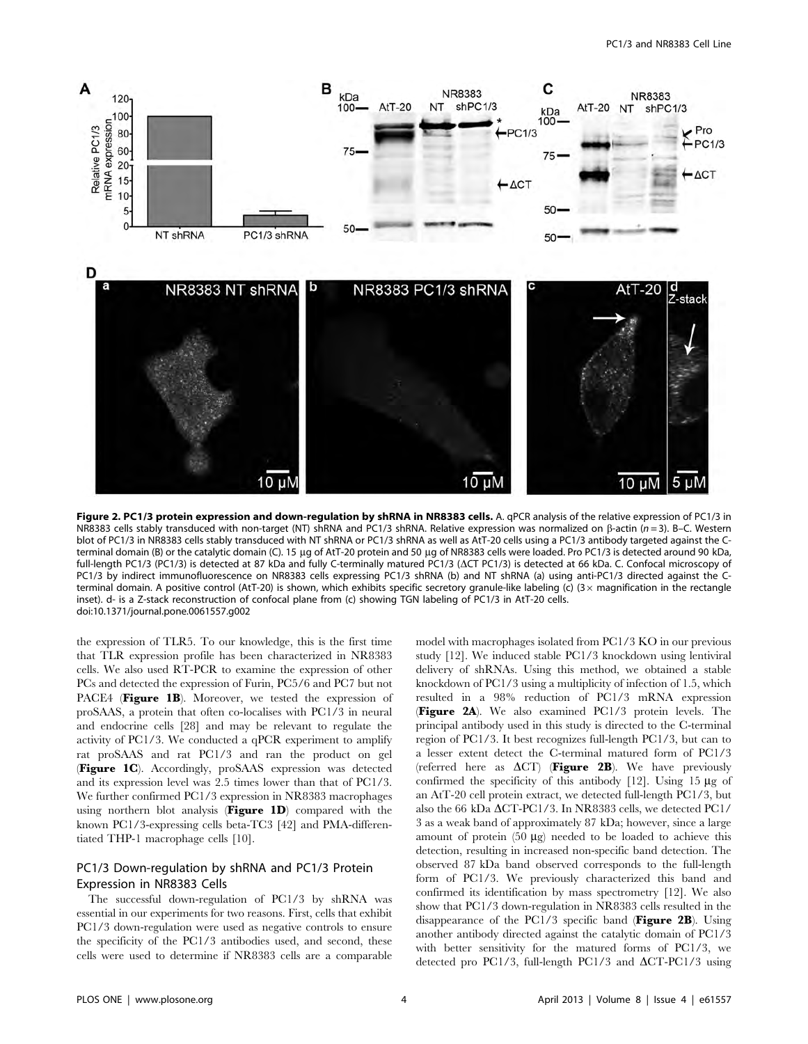**Figure 2. PC1/3 protein expression and down-regulation by shRNA in NR8383 cells.** A. qPCR analysis of the relative expression of PC1/3 in NR8383 cells stably transduced with non-target (NT) shRNA and PC1/3 shRNA. Relative expression was normalized on β-actin ($n = 3$). B–C. Western blot of PC1/3 in NR8383 cells stably transduced with NT shRNA or PC1/3 shRNA as well as AtT-20 cells using a PC1/3 antibody targeted against the C-terminal domain (B) or the catalytic domain (C). 15 µg of AtT-20 protein and 50 µg of NR8383 cells were loaded. Pro PC1/3 is detected around 90 kDa, full-length PC1/3 (PC1/3) is detected at 87 kDa and fully C-terminally matured PC1/3 (ΔCT PC1/3) is detected at 66 kDa. C. Confocal microscopy of PC1/3 by indirect immunofluorescence on NR8383 cells expressing PC1/3 shRNA (b) and NT shRNA (a) using anti-PC1/3 directed against the C-terminal domain. A positive control (AtT-20) is shown, which exhibits specific secretory granule-like labeling (c) (3× magnification in the rectangle inset). d- is a Z-stack reconstruction of confocal plane from (c) showing TGN labeling of PC1/3 in AtT-20 cells.
doi:10.1371/journal.pone.0061557.g002

the expression of TLR5. To our knowledge, this is the first time that TLR expression profile has been characterized in NR8383 cells. We also used RT-PCR to examine the expression of other PCs and detected the expression of Furin, PC5/6 and PC7 but not PACE4 (**Figure 1B**). Moreover, we tested the expression of proSAAS, a protein that often co-localises with PC1/3 in neural and endocrine cells [28] and may be relevant to regulate the activity of PC1/3. We conducted a qPCR experiment to amplify rat proSAAS and rat PC1/3 and ran the product on gel (**Figure 1C**). Accordingly, proSAAS expression was detected and its expression level was 2.5 times lower than that of PC1/3. We further confirmed PC1/3 expression in NR8383 macrophages using northern blot analysis (**Figure 1D**) compared with the known PC1/3-expressing cells beta-TC3 [42] and PMA-differentiated THP-1 macrophage cells [10].

## PC1/3 Down-regulation by shRNA and PC1/3 Protein Expression in NR8383 Cells

The successful down-regulation of PC1/3 by shRNA was essential in our experiments for two reasons. First, cells that exhibit PC1/3 down-regulation were used as negative controls to ensure the specificity of the PC1/3 antibodies used, and second, these cells were used to determine if NR8383 cells are a comparable model with macrophages isolated from PC1/3 KO in our previous study [12]. We induced stable PC1/3 knockdown using lentiviral delivery of shRNAs. Using this method, we obtained a stable knockdown of PC1/3 using a multiplicity of infection of 1.5, which resulted in a 98% reduction of PC1/3 mRNA expression (**Figure 2A**). We also examined PC1/3 protein levels. The principal antibody used in this study is directed to the C-terminal region of PC1/3. It best recognizes full-length PC1/3, but can to a lesser extent detect the C-terminal matured form of PC1/3 (referred here as ΔCT) (**Figure 2B**). We have previously confirmed the specificity of this antibody [12]. Using 15 µg of an AtT-20 cell protein extract, we detected full-length PC1/3, but also the 66 kDa ΔCT-PC1/3. In NR8383 cells, we detected PC1/3 as a weak band of approximately 87 kDa; however, since a large amount of protein (50 µg) needed to be loaded to achieve this detection, resulting in increased non-specific band detection. The observed 87 kDa band observed corresponds to the full-length form of PC1/3. We previously characterized this band and confirmed its identification by mass spectrometry [12]. We also show that PC1/3 down-regulation in NR8383 cells resulted in the disappearance of the PC1/3 specific band (**Figure 2B**). Using another antibody directed against the catalytic domain of PC1/3 with better sensitivity for the matured forms of PC1/3, we detected pro PC1/3, full-length PC1/3 and ΔCT-PC1/3 using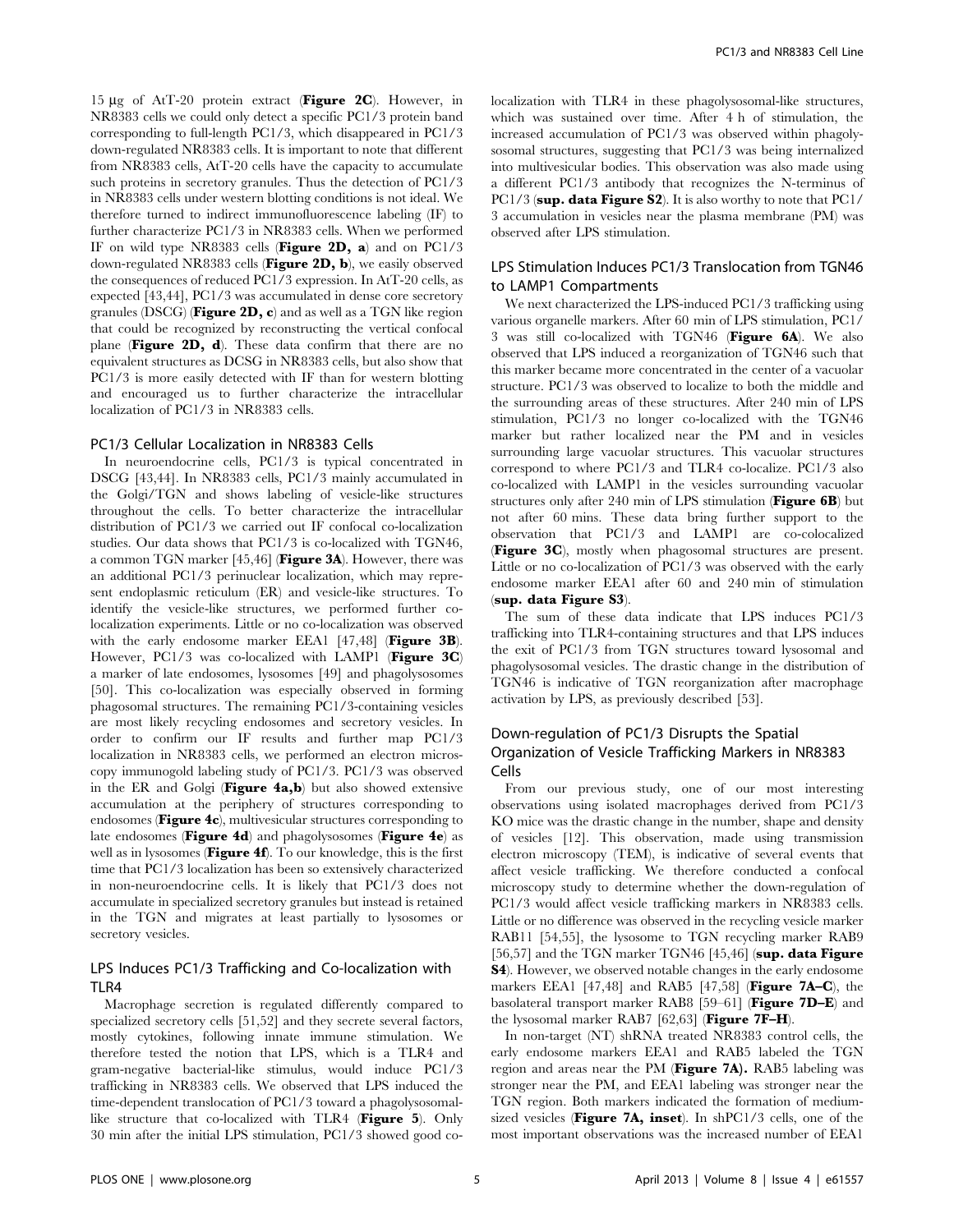15 μg of AtT-20 protein extract (**Figure 2C**). However, in NR8383 cells we could only detect a specific PC1/3 protein band corresponding to full-length PC1/3, which disappeared in PC1/3 down-regulated NR8383 cells. It is important to note that different from NR8383 cells, AtT-20 cells have the capacity to accumulate such proteins in secretory granules. Thus the detection of PC1/3 in NR8383 cells under western blotting conditions is not ideal. We therefore turned to indirect immunofluorescence labeling (IF) to further characterize PC1/3 in NR8383 cells. When we performed IF on wild type NR8383 cells (**Figure 2D, a**) and on PC1/3 down-regulated NR8383 cells (**Figure 2D, b**), we easily observed the consequences of reduced PC1/3 expression. In AtT-20 cells, as expected [43,44], PC1/3 was accumulated in dense core secretory granules (DSCG) (**Figure 2D, c**) and as well as a TGN like region that could be recognized by reconstructing the vertical confocal plane (**Figure 2D, d**). These data confirm that there are no equivalent structures as DCSG in NR8383 cells, but also show that PC1/3 is more easily detected with IF than for western blotting and encouraged us to further characterize the intracellular localization of PC1/3 in NR8383 cells.

### PC1/3 Cellular Localization in NR8383 Cells

In neuroendocrine cells, PC1/3 is typical concentrated in DSCG [43,44]. In NR8383 cells, PC1/3 mainly accumulated in the Golgi/TGN and shows labeling of vesicle-like structures throughout the cells. To better characterize the intracellular distribution of PC1/3 we carried out IF confocal co-localization studies. Our data shows that PC1/3 is co-localized with TGN46, a common TGN marker [45,46] (**Figure 3A**). However, there was an additional PC1/3 perinuclear localization, which may represent endoplasmic reticulum (ER) and vesicle-like structures. To identify the vesicle-like structures, we performed further co-localization experiments. Little or no co-localization was observed with the early endosome marker EEA1 [47,48] (**Figure 3B**). However, PC1/3 was co-localized with LAMP1 (**Figure 3C**) a marker of late endosomes, lysosomes [49] and phagolysosomes [50]. This co-localization was especially observed in forming phagosomal structures. The remaining PC1/3-containing vesicles are most likely recycling endosomes and secretory vesicles. In order to confirm our IF results and further map PC1/3 localization in NR8383 cells, we performed an electron microscopy immunogold labeling study of PC1/3. PC1/3 was observed in the ER and Golgi (**Figure 4a,b**) but also showed extensive accumulation at the periphery of structures corresponding to endosomes (**Figure 4c**), multivesicular structures corresponding to late endosomes (**Figure 4d**) and phagolysosomes (**Figure 4e**) as well as in lysosomes (**Figure 4f**). To our knowledge, this is the first time that PC1/3 localization has been so extensively characterized in non-neuroendocrine cells. It is likely that PC1/3 does not accumulate in specialized secretory granules but instead is retained in the TGN and migrates at least partially to lysosomes or secretory vesicles.

### LPS Induces PC1/3 Trafficking and Co-localization with TLR4

Macrophage secretion is regulated differently compared to specialized secretory cells [51,52] and they secrete several factors, mostly cytokines, following innate immune stimulation. We therefore tested the notion that LPS, which is a TLR4 and gram-negative bacterial-like stimulus, would induce PC1/3 trafficking in NR8383 cells. We observed that LPS induced the time-dependent translocation of PC1/3 toward a phagolysosomal-like structure that co-localized with TLR4 (**Figure 5**). Only 30 min after the initial LPS stimulation, PC1/3 showed good co-localization with TLR4 in these phagolysosomal-like structures, which was sustained over time. After 4 h of stimulation, the increased accumulation of PC1/3 was observed within phagolysosomal structures, suggesting that PC1/3 was being internalized into multivesicular bodies. This observation was also made using a different PC1/3 antibody that recognizes the N-terminus of PC1/3 (**sup. data Figure S2**). It is also worthy to note that PC1/3 accumulation in vesicles near the plasma membrane (PM) was observed after LPS stimulation.

### LPS Stimulation Induces PC1/3 Translocation from TGN46 to LAMP1 Compartments

We next characterized the LPS-induced PC1/3 trafficking using various organelle markers. After 60 min of LPS stimulation, PC1/3 was still co-localized with TGN46 (**Figure 6A**). We also observed that LPS induced a reorganization of TGN46 such that this marker became more concentrated in the center of a vacuolar structure. PC1/3 was observed to localize to both the middle and the surrounding areas of these structures. After 240 min of LPS stimulation, PC1/3 no longer co-localized with the TGN46 marker but rather localized near the PM and in vesicles surrounding large vacuolar structures. This vacuolar structures correspond to where PC1/3 and TLR4 co-localize. PC1/3 also co-localized with LAMP1 in the vesicles surrounding vacuolar structures only after 240 min of LPS stimulation (**Figure 6B**) but not after 60 mins. These data bring further support to the observation that PC1/3 and LAMP1 are co-colocalized (**Figure 3C**), mostly when phagosomal structures are present. Little or no co-localization of PC1/3 was observed with the early endosome marker EEA1 after 60 and 240 min of stimulation (**sup. data Figure S3**).

The sum of these data indicate that LPS induces PC1/3 trafficking into TLR4-containing structures and that LPS induces the exit of PC1/3 from TGN structures toward lysosomal and phagolysosomal vesicles. The drastic change in the distribution of TGN46 is indicative of TGN reorganization after macrophage activation by LPS, as previously described [53].

### Down-regulation of PC1/3 Disrupts the Spatial Organization of Vesicle Trafficking Markers in NR8383 Cells

From our previous study, one of our most interesting observations using isolated macrophages derived from PC1/3 KO mice was the drastic change in the number, shape and density of vesicles [12]. This observation, made using transmission electron microscopy (TEM), is indicative of several events that affect vesicle trafficking. We therefore conducted a confocal microscopy study to determine whether the down-regulation of PC1/3 would affect vesicle trafficking markers in NR8383 cells. Little or no difference was observed in the recycling vesicle marker RAB11 [54,55], the lysosome to TGN recycling marker RAB9 [56,57] and the TGN marker TGN46 [45,46] (**sup. data Figure S4**). However, we observed notable changes in the early endosome markers EEA1 [47,48] and RAB5 [47,58] (**Figure 7A–C**), the basolateral transport marker RAB8 [59–61] (**Figure 7D–E**) and the lysosomal marker RAB7 [62,63] (**Figure 7F–H**).

In non-target (NT) shRNA treated NR8383 control cells, the early endosome markers EEA1 and RAB5 labeled the TGN region and areas near the PM (**Figure 7A**). RAB5 labeling was stronger near the PM, and EEA1 labeling was stronger near the TGN region. Both markers indicated the formation of medium-sized vesicles (**Figure 7A, inset**). In shPC1/3 cells, one of the most important observations was the increased number of EEA1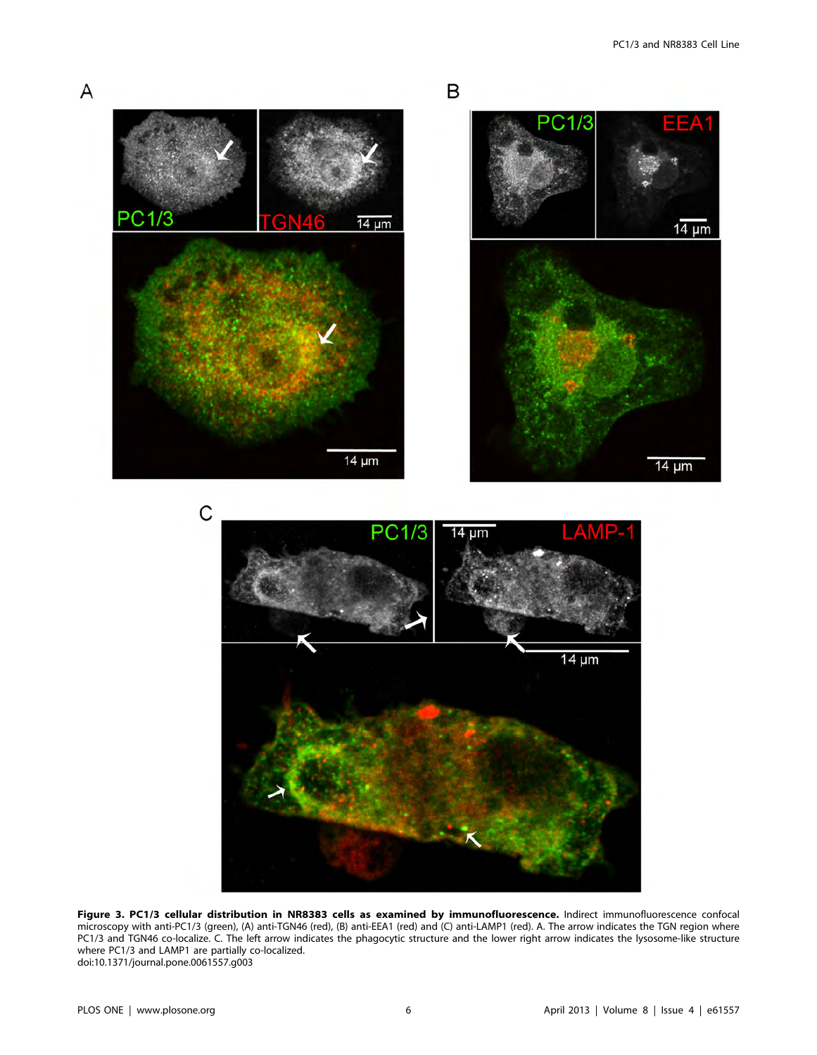**Figure 3. PC1/3 cellular distribution in NR8383 cells as examined by immunofluorescence.** Indirect immunofluorescence confocal microscopy with anti-PC1/3 (green), (A) anti-TGN46 (red), (B) anti-EEA1 (red) and (C) anti-LAMP1 (red). A. The arrow indicates the TGN region where PC1/3 and TGN46 co-localize. C. The left arrow indicates the phagocytic structure and the lower right arrow indicates the lysosome-like structure where PC1/3 and LAMP1 are partially co-localized.
doi:10.1371/journal.pone.0061557.g003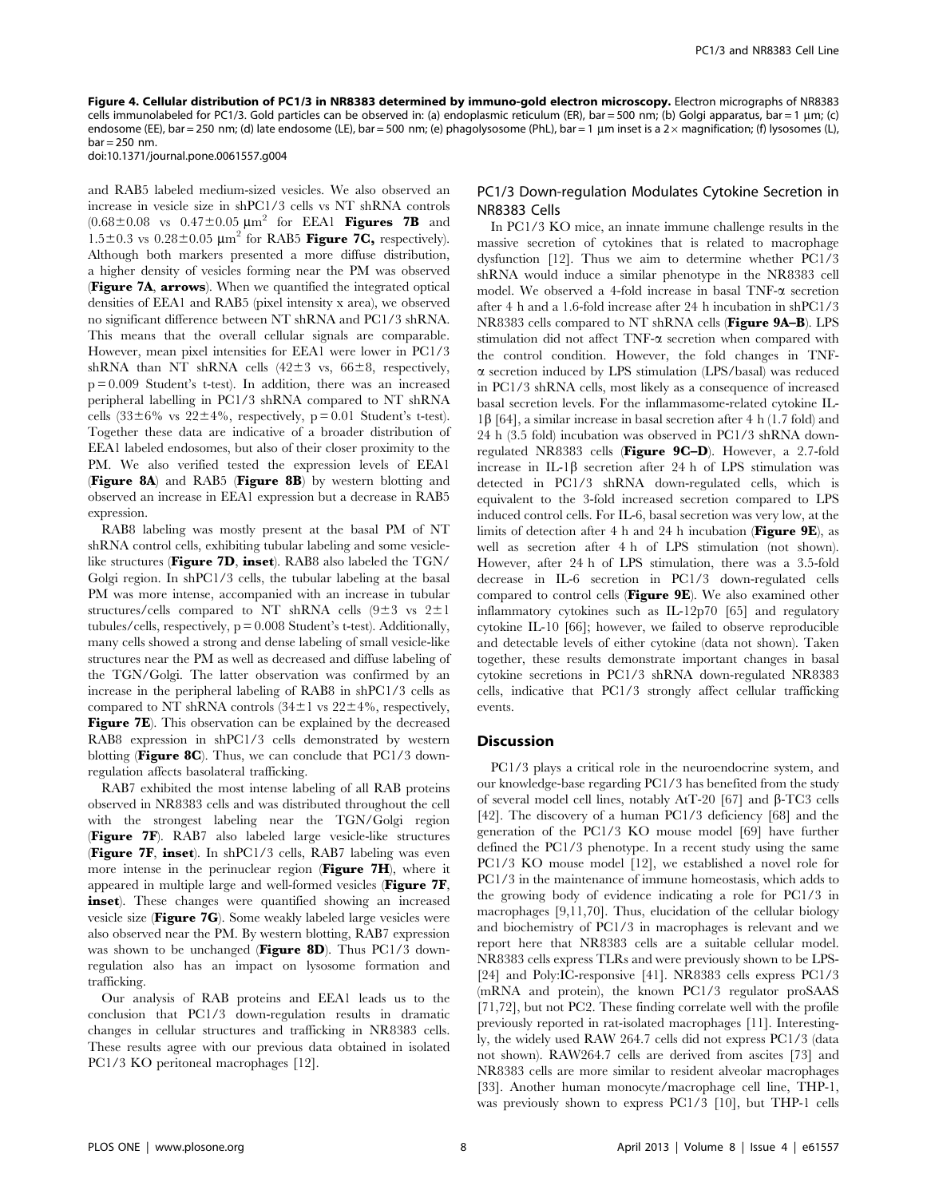**Figure 4. Cellular distribution of PC1/3 in NR8383 determined by immuno-gold electron microscopy.** Electron micrographs of NR8383 cells immunolabeled for PC1/3. Gold particles can be observed in: (a) endoplasmic reticulum (ER), bar = 500 nm; (b) Golgi apparatus, bar = 1 µm; (c) endosome (EE), bar = 250 nm; (d) late endosome (LE), bar = 500 nm; (e) phagolysosome (PhL), bar = 1 µm inset is a 2× magnification; (f) lysosomes (L), bar = 250 nm.
doi:10.1371/journal.pone.0061557.g004

and RAB5 labeled medium-sized vesicles. We also observed an increase in vesicle size in shPC1/3 cells vs NT shRNA controls ($0.68\pm0.08$ vs $0.47\pm0.05$ µm$^2$ for EEA1 **Figures 7B** and $1.5\pm0.3$ vs $0.28\pm0.05$ µm$^2$ for RAB5 **Figure 7C,** respectively). Although both markers presented a more diffuse distribution, a higher density of vesicles forming near the PM was observed (**Figure 7A**, **arrows**). When we quantified the integrated optical densities of EEA1 and RAB5 (pixel intensity x area), we observed no significant difference between NT shRNA and PC1/3 shRNA. This means that the overall cellular signals are comparable. However, mean pixel intensities for EEA1 were lower in PC1/3 shRNA than NT shRNA cells ($42\pm3$ vs, $66\pm8$, respectively, $p = 0.009$ Student's t-test). In addition, there was an increased peripheral labelling in PC1/3 shRNA compared to NT shRNA cells ($33\pm6\%$ vs $22\pm4\%$, respectively, $p = 0.01$ Student's t-test). Together these data are indicative of a broader distribution of EEA1 labeled endosomes, but also of their closer proximity to the PM. We also verified tested the expression levels of EEA1 (**Figure 8A**) and RAB5 (**Figure 8B**) by western blotting and observed an increase in EEA1 expression but a decrease in RAB5 expression.

RAB8 labeling was mostly present at the basal PM of NT shRNA control cells, exhibiting tubular labeling and some vesicle-like structures (**Figure 7D**, **inset**). RAB8 also labeled the TGN/Golgi region. In shPC1/3 cells, the tubular labeling at the basal PM was more intense, accompanied with an increase in tubular structures/cells compared to NT shRNA cells ($9\pm3$ vs $2\pm1$ tubules/cells, respectively, $p = 0.008$ Student's t-test). Additionally, many cells showed a strong and dense labeling of small vesicle-like structures near the PM as well as decreased and diffuse labeling of the TGN/Golgi. The latter observation was confirmed by an increase in the peripheral labeling of RAB8 in shPC1/3 cells as compared to NT shRNA controls ($34\pm1$ vs $22\pm4\%$, respectively, **Figure 7E**). This observation can be explained by the decreased RAB8 expression in shPC1/3 cells demonstrated by western blotting (**Figure 8C**). Thus, we can conclude that PC1/3 down-regulation affects basolateral trafficking.

RAB7 exhibited the most intense labeling of all RAB proteins observed in NR8383 cells and was distributed throughout the cell with the strongest labeling near the TGN/Golgi region (**Figure 7F**). RAB7 also labeled large vesicle-like structures (**Figure 7F**, **inset**). In shPC1/3 cells, RAB7 labeling was even more intense in the perinuclear region (**Figure 7H**), where it appeared in multiple large and well-formed vesicles (**Figure 7F**, **inset**). These changes were quantified showing an increased vesicle size (**Figure 7G**). Some weakly labeled large vesicles were also observed near the PM. By western blotting, RAB7 expression was shown to be unchanged (**Figure 8D**). Thus PC1/3 down-regulation also has an impact on lysosome formation and trafficking.

Our analysis of RAB proteins and EEA1 leads us to the conclusion that PC1/3 down-regulation results in dramatic changes in cellular structures and trafficking in NR8383 cells. These results agree with our previous data obtained in isolated PC1/3 KO peritoneal macrophages [12].

### PC1/3 Down-regulation Modulates Cytokine Secretion in NR8383 Cells

In PC1/3 KO mice, an innate immune challenge results in the massive secretion of cytokines that is related to macrophage dysfunction [12]. Thus we aim to determine whether PC1/3 shRNA would induce a similar phenotype in the NR8383 cell model. We observed a 4-fold increase in basal TNF-α secretion after 4 h and a 1.6-fold increase after 24 h incubation in shPC1/3 NR8383 cells compared to NT shRNA cells (**Figure 9A–B**). LPS stimulation did not affect TNF-α secretion when compared with the control condition. However, the fold changes in TNF-α secretion induced by LPS stimulation (LPS/basal) was reduced in PC1/3 shRNA cells, most likely as a consequence of increased basal secretion levels. For the inflammasome-related cytokine IL-1β [64], a similar increase in basal secretion after 4 h (1.7 fold) and 24 h (3.5 fold) incubation was observed in PC1/3 shRNA down-regulated NR8383 cells (**Figure 9C–D**). However, a 2.7-fold increase in IL-1β secretion after 24 h of LPS stimulation was detected in PC1/3 shRNA down-regulated cells, which is equivalent to the 3-fold increased secretion compared to LPS induced control cells. For IL-6, basal secretion was very low, at the limits of detection after 4 h and 24 h incubation (**Figure 9E**), as well as secretion after 4 h of LPS stimulation (not shown). However, after 24 h of LPS stimulation, there was a 3.5-fold decrease in IL-6 secretion in PC1/3 down-regulated cells compared to control cells (**Figure 9E**). We also examined other inflammatory cytokines such as IL-12p70 [65] and regulatory cytokine IL-10 [66]; however, we failed to observe reproducible and detectable levels of either cytokine (data not shown). Taken together, these results demonstrate important changes in basal cytokine secretions in PC1/3 shRNA down-regulated NR8383 cells, indicative that PC1/3 strongly affect cellular trafficking events.

## Discussion

PC1/3 plays a critical role in the neuroendocrine system, and our knowledge-base regarding PC1/3 has benefited from the study of several model cell lines, notably AtT-20 [67] and β-TC3 cells [42]. The discovery of a human PC1/3 deficiency [68] and the generation of the PC1/3 KO mouse model [69] have further defined the PC1/3 phenotype. In a recent study using the same PC1/3 KO mouse model [12], we established a novel role for PC1/3 in the maintenance of immune homeostasis, which adds to the growing body of evidence indicating a role for PC1/3 in macrophages [9,11,70]. Thus, elucidation of the cellular biology and biochemistry of PC1/3 in macrophages is relevant and we report here that NR8383 cells are a suitable cellular model. NR8383 cells express TLRs and were previously shown to be LPS- [24] and Poly:IC-responsive [41]. NR8383 cells express PC1/3 (mRNA and protein), the known PC1/3 regulator proSAAS [71,72], but not PC2. These finding correlate well with the profile previously reported in rat-isolated macrophages [11]. Interestingly, the widely used RAW 264.7 cells did not express PC1/3 (data not shown). RAW264.7 cells are derived from ascites [73] and NR8383 cells are more similar to resident alveolar macrophages [33]. Another human monocyte/macrophage cell line, THP-1, was previously shown to express PC1/3 [10], but THP-1 cells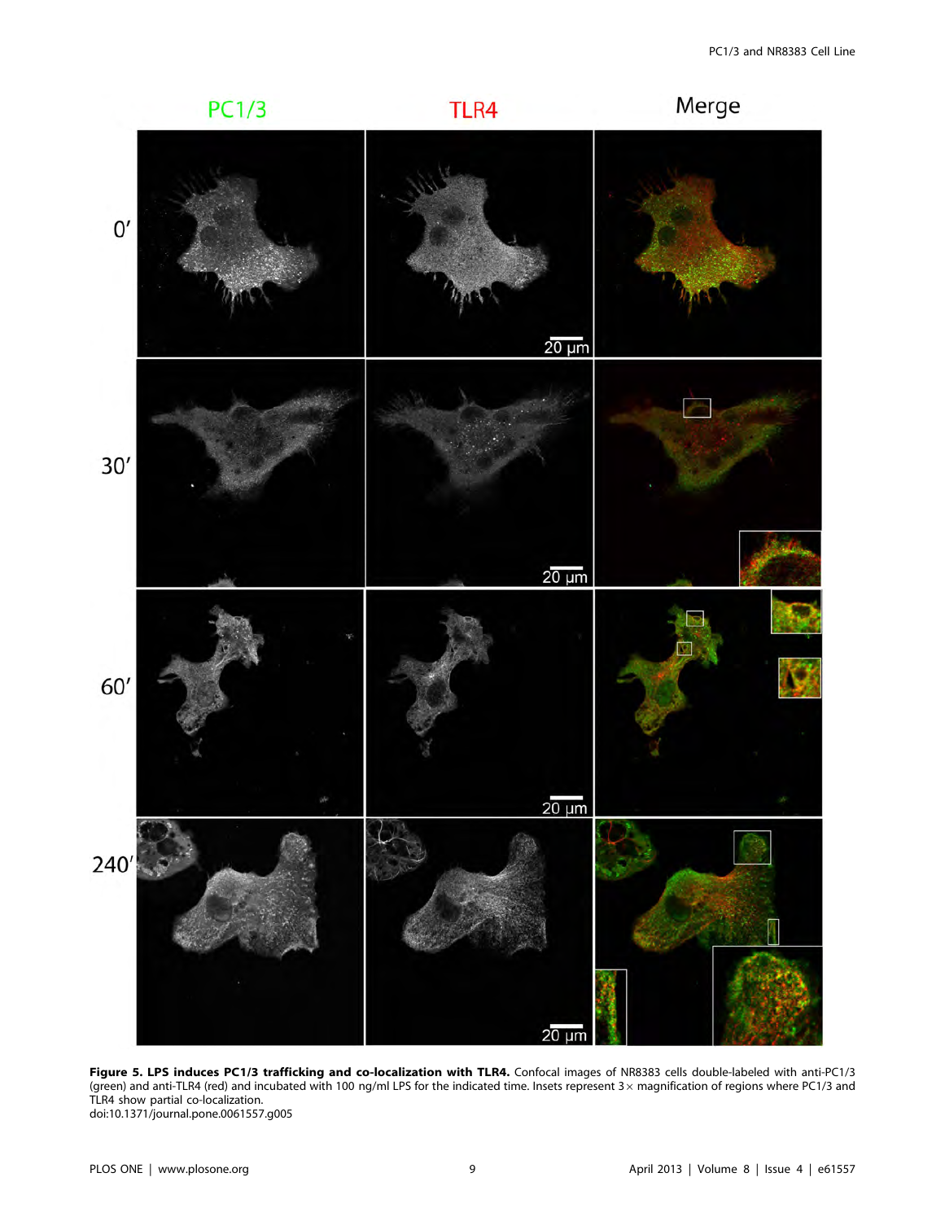**Figure 5. LPS induces PC1/3 trafficking and co-localization with TLR4.** Confocal images of NR8383 cells double-labeled with anti-PC1/3 (green) and anti-TLR4 (red) and incubated with 100 ng/ml LPS for the indicated time. Insets represent 3× magnification of regions where PC1/3 and TLR4 show partial co-localization.
doi:10.1371/journal.pone.0061557.g005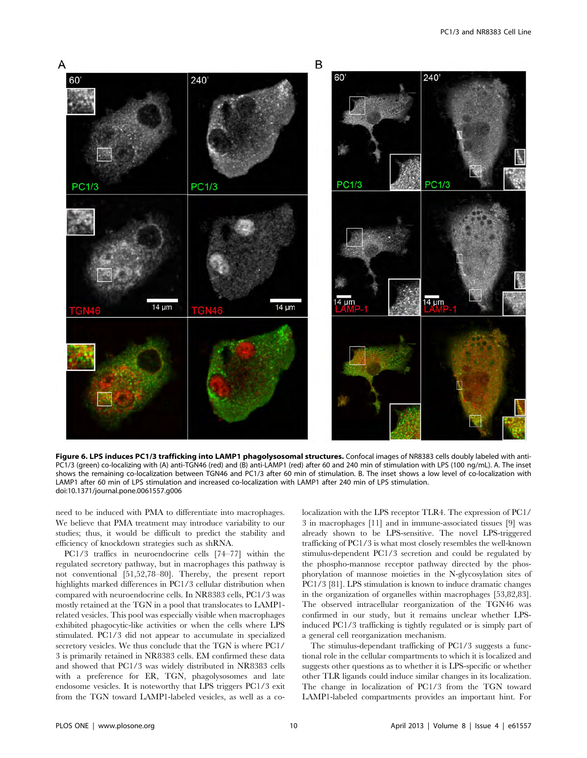**Figure 6. LPS induces PC1/3 trafficking into LAMP1 phagolysosomal structures.** Confocal images of NR8383 cells doubly labeled with anti-PC1/3 (green) co-localizing with (A) anti-TGN46 (red) and (B) anti-LAMP1 (red) after 60 and 240 min of stimulation with LPS (100 ng/mL). A. The inset shows the remaining co-localization between TGN46 and PC1/3 after 60 min of stimulation. B. The inset shows a low level of co-localization with LAMP1 after 60 min of LPS stimulation and increased co-localization with LAMP1 after 240 min of LPS stimulation.
doi:10.1371/journal.pone.0061557.g006

need to be induced with PMA to differentiate into macrophages. We believe that PMA treatment may introduce variability to our studies; thus, it would be difficult to predict the stability and efficiency of knockdown strategies such as shRNA.

PC1/3 traffics in neuroendocrine cells [74–77] within the regulated secretory pathway, but in macrophages this pathway is not conventional [51,52,78–80]. Thereby, the present report highlights marked differences in PC1/3 cellular distribution when compared with neuroendocrine cells. In NR8383 cells, PC1/3 was mostly retained at the TGN in a pool that translocates to LAMP1-related vesicles. This pool was especially visible when macrophages exhibited phagocytic-like activities or when the cells where LPS stimulated. PC1/3 did not appear to accumulate in specialized secretory vesicles. We thus conclude that the TGN is where PC1/3 is primarily retained in NR8383 cells. EM confirmed these data and showed that PC1/3 was widely distributed in NR8383 cells with a preference for ER, TGN, phagolysosomes and late endosome vesicles. It is noteworthy that LPS triggers PC1/3 exit from the TGN toward LAMP1-labeled vesicles, as well as a co-localization with the LPS receptor TLR4. The expression of PC1/3 in macrophages [11] and immune-associated tissues [9] was already shown to be LPS-sensitive. The novel LPS-triggered trafficking of PC1/3 is what most closely resembles the well-known stimulus-dependent PC1/3 secretion and could be regulated by the phospho-mannose receptor pathway directed by the phosphorylation of mannose moieties in the N-glycosylation sites of PC1/3 [81]. LPS stimulation is known to induce dramatic changes in the organization of organelles within macrophages [53,82,83]. The observed intracellular reorganization of the TGN46 was confirmed in our study, but it remains unclear whether LPS-induced PC1/3 trafficking is tightly regulated or is simply part of a general cell reorganization mechanism.

The stimulus-dependant trafficking of PC1/3 suggests a functional role in the cellular compartments to which it is localized and suggests other questions as to whether it is LPS-specific or whether other TLR ligands could induce similar changes in its localization. The change in localization of PC1/3 from the TGN toward LAMP1-labeled compartments provides an important hint. For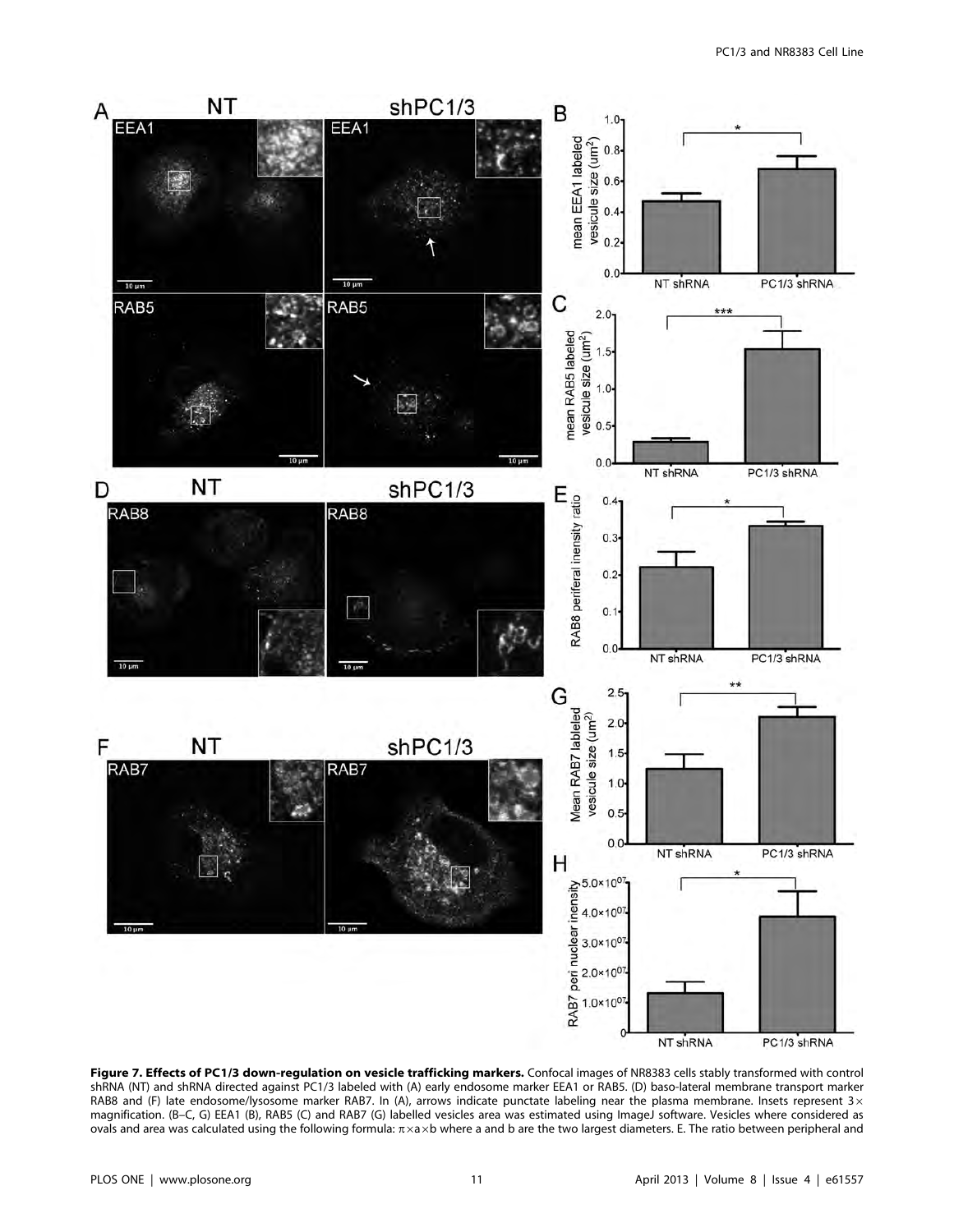**Figure 7. Effects of PC1/3 down-regulation on vesicle trafficking markers.** Confocal images of NR8383 cells stably transformed with control shRNA (NT) and shRNA directed against PC1/3 labeled with (A) early endosome marker EEA1 or RAB5. (D) baso-lateral membrane transport marker RAB8 and (F) late endosome/lysosome marker RAB7. In (A), arrows indicate punctate labeling near the plasma membrane. Insets represent 3× magnification. (B–C, G) EEA1 (B), RAB5 (C) and RAB7 (G) labelled vesicles area was estimated using ImageJ software. Vesicles where considered as ovals and area was calculated using the following formula: $\pi \times a \times b$ where a and b are the two largest diameters. E. The ratio between peripheral and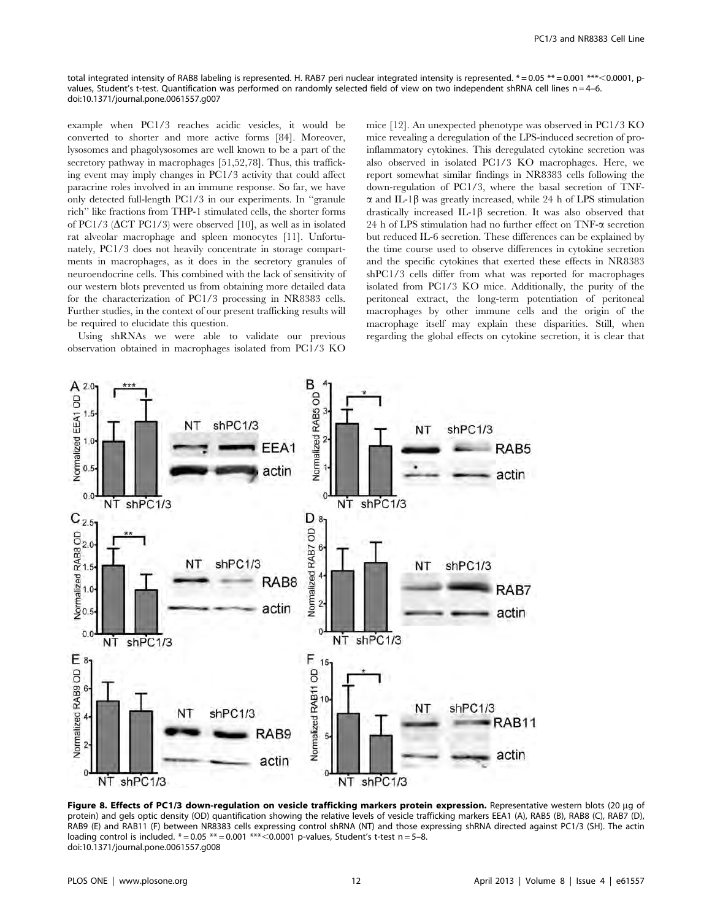total integrated intensity of RAB8 labeling is represented. H. RAB7 peri nuclear integrated intensity is represented. * = 0.05 ** = 0.001 *** < 0.0001, p-values, Student's t-test. Quantification was performed on randomly selected field of view on two independent shRNA cell lines n = 4–6.
doi:10.1371/journal.pone.0061557.g007

example when PC1/3 reaches acidic vesicles, it would be converted to shorter and more active forms [84]. Moreover, lysosomes and phagolysosomes are well known to be a part of the secretory pathway in macrophages [51,52,78]. Thus, this trafficking event may imply changes in PC1/3 activity that could affect paracrine roles involved in an immune response. So far, we have only detected full-length PC1/3 in our experiments. In "granule rich" like fractions from THP-1 stimulated cells, the shorter forms of PC1/3 (ΔCT PC1/3) were observed [10], as well as in isolated rat alveolar macrophage and spleen monocytes [11]. Unfortunately, PC1/3 does not heavily concentrate in storage compartments in macrophages, as it does in the secretory granules of neuroendocrine cells. This combined with the lack of sensitivity of our western blots prevented us from obtaining more detailed data for the characterization of PC1/3 processing in NR8383 cells. Further studies, in the context of our present trafficking results will be required to elucidate this question.

Using shRNAs we were able to validate our previous observation obtained in macrophages isolated from PC1/3 KO mice [12]. An unexpected phenotype was observed in PC1/3 KO mice revealing a deregulation of the LPS-induced secretion of pro-inflammatory cytokines. This deregulated cytokine secretion was also observed in isolated PC1/3 KO macrophages. Here, we report somewhat similar findings in NR8383 cells following the down-regulation of PC1/3, where the basal secretion of TNF-α and IL-1β was greatly increased, while 24 h of LPS stimulation drastically increased IL-1β secretion. It was also observed that 24 h of LPS stimulation had no further effect on TNF-α secretion but reduced IL-6 secretion. These differences can be explained by the time course used to observe differences in cytokine secretion and the specific cytokines that exerted these effects in NR8383 shPC1/3 cells differ from what was reported for macrophages isolated from PC1/3 KO mice. Additionally, the purity of the peritoneal extract, the long-term potentiation of peritoneal macrophages by other immune cells and the origin of the macrophage itself may explain these disparities. Still, when regarding the global effects on cytokine secretion, it is clear that

**Figure 8. Effects of PC1/3 down-regulation on vesicle trafficking markers protein expression.** Representative western blots (20 µg of protein) and gels optic density (OD) quantification showing the relative levels of vesicle trafficking markers EEA1 (A), RAB5 (B), RAB8 (C), RAB7 (D), RAB9 (E) and RAB11 (F) between NR8383 cells expressing control shRNA (NT) and those expressing shRNA directed against PC1/3 (SH). The actin loading control is included. * = 0.05 ** = 0.001 *** < 0.0001 p-values, Student's t-test n = 5–8.
doi:10.1371/journal.pone.0061557.g008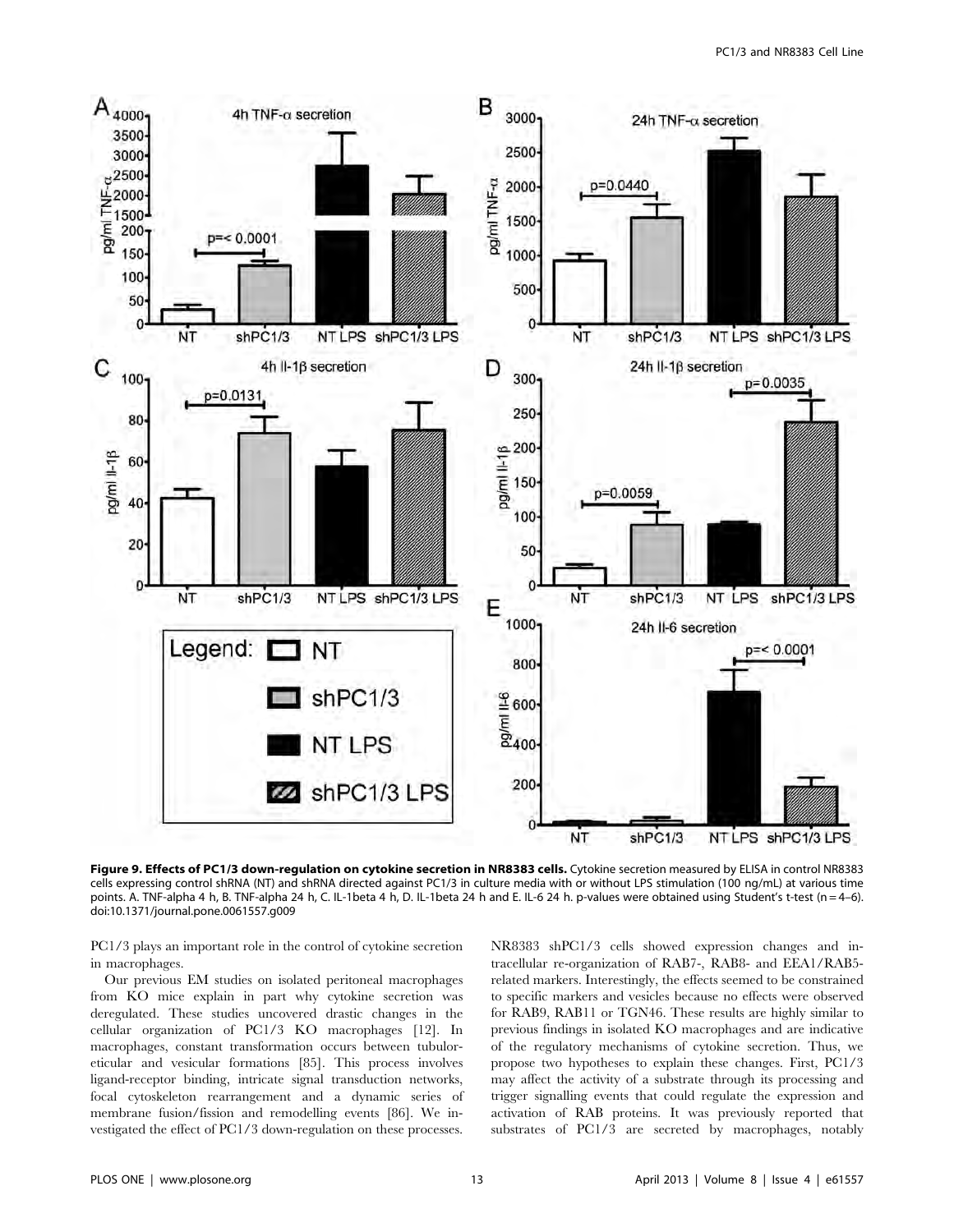**Figure 9. Effects of PC1/3 down-regulation on cytokine secretion in NR8383 cells.** Cytokine secretion measured by ELISA in control NR8383 cells expressing control shRNA (NT) and shRNA directed against PC1/3 in culture media with or without LPS stimulation (100 ng/mL) at various time points. A. TNF-alpha 4 h, B. TNF-alpha 24 h, C. IL-1beta 4 h, D. IL-1beta 24 h and E. IL-6 24 h. p-values were obtained using Student's t-test (n = 4–6).
doi:10.1371/journal.pone.0061557.g009

PC1/3 plays an important role in the control of cytokine secretion in macrophages.

Our previous EM studies on isolated peritoneal macrophages from KO mice explain in part why cytokine secretion was deregulated. These studies uncovered drastic changes in the cellular organization of PC1/3 KO macrophages [12]. In macrophages, constant transformation occurs between tubuloreticular and vesicular formations [85]. This process involves ligand-receptor binding, intricate signal transduction networks, focal cytoskeleton rearrangement and a dynamic series of membrane fusion/fission and remodelling events [86]. We investigated the effect of PC1/3 down-regulation on these processes. NR8383 shPC1/3 cells showed expression changes and intracellular re-organization of RAB7-, RAB8- and EEA1/RAB5-related markers. Interestingly, the effects seemed to be constrained to specific markers and vesicles because no effects were observed for RAB9, RAB11 or TGN46. These results are highly similar to previous findings in isolated KO macrophages and are indicative of the regulatory mechanisms of cytokine secretion. Thus, we propose two hypotheses to explain these changes. First, PC1/3 may affect the activity of a substrate through its processing and trigger signalling events that could regulate the expression and activation of RAB proteins. It was previously reported that substrates of PC1/3 are secreted by macrophages, notably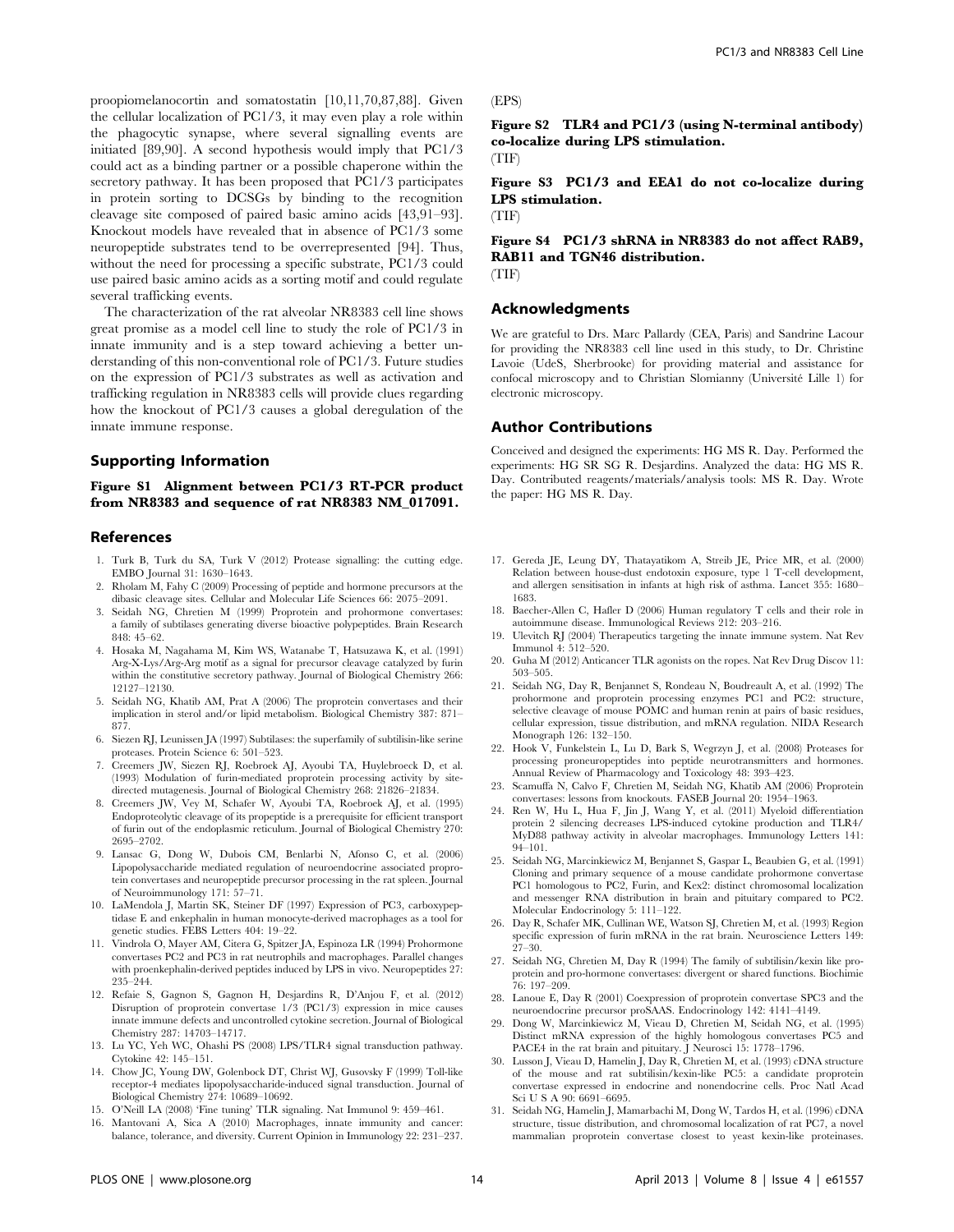proopiomelanocortin and somatostatin [10,11,70,87,88]. Given the cellular localization of PC1/3, it may even play a role within the phagocytic synapse, where several signalling events are initiated [89,90]. A second hypothesis would imply that PC1/3 could act as a binding partner or a possible chaperone within the secretory pathway. It has been proposed that PC1/3 participates in protein sorting to DCSGs by binding to the recognition cleavage site composed of paired basic amino acids [43,91–93]. Knockout models have revealed that in absence of PC1/3 some neuropeptide substrates tend to be overrepresented [94]. Thus, without the need for processing a specific substrate, PC1/3 could use paired basic amino acids as a sorting motif and could regulate several trafficking events.

The characterization of the rat alveolar NR8383 cell line shows great promise as a model cell line to study the role of PC1/3 in innate immunity and is a step toward achieving a better understanding of this non-conventional role of PC1/3. Future studies on the expression of PC1/3 substrates as well as activation and trafficking regulation in NR8383 cells will provide clues regarding how the knockout of PC1/3 causes a global deregulation of the innate immune response.

## Supporting Information

**Figure S1 Alignment between PC1/3 RT-PCR product from NR8383 and sequence of rat NR8383 NM_017091.**
(EPS)

**Figure S2 TLR4 and PC1/3 (using N-terminal antibody) co-localize during LPS stimulation.**
(TIF)

**Figure S3 PC1/3 and EEA1 do not co-localize during LPS stimulation.**
(TIF)

**Figure S4 PC1/3 shRNA in NR8383 do not affect RAB9, RAB11 and TGN46 distribution.**
(TIF)

## Acknowledgments

We are grateful to Drs. Marc Pallardy (CEA, Paris) and Sandrine Lacour for providing the NR8383 cell line used in this study, to Dr. Christine Lavoie (UdeS, Sherbrooke) for providing material and assistance for confocal microscopy and to Christian Slomianny (Université Lille 1) for electronic microscopy.

## Author Contributions

Conceived and designed the experiments: HG MS R. Day. Performed the experiments: HG SR SG R. Desjardins. Analyzed the data: HG MS R. Day. Contributed reagents/materials/analysis tools: MS R. Day. Wrote the paper: HG MS R. Day.

## References

1. Turk B, Turk du SA, Turk V (2012) Protease signalling: the cutting edge. EMBO Journal 31: 1630–1643.
2. Rholam M, Fahy C (2009) Processing of peptide and hormone precursors at the dibasic cleavage sites. Cellular and Molecular Life Sciences 66: 2075–2091.
3. Seidah NG, Chretien M (1999) Proprotein and prohormone convertases: a family of subtilases generating diverse bioactive polypeptides. Brain Research 848: 45–62.
4. Hosaka M, Nagahama M, Kim WS, Watanabe T, Hatsuzawa K, et al. (1991) Arg-X-Lys/Arg-Arg motif as a signal for precursor cleavage catalyzed by furin within the constitutive secretory pathway. Journal of Biological Chemistry 266: 12127–12130.
5. Seidah NG, Khatib AM, Prat A (2006) The proprotein convertases and their implication in sterol and/or lipid metabolism. Biological Chemistry 387: 871–877.
6. Siezen RJ, Leunissen JA (1997) Subtilases: the superfamily of subtilisin-like serine proteases. Protein Science 6: 501–523.
7. Creemers JW, Siezen RJ, Roebroek AJ, Ayoubi TA, Huylebroeck D, et al. (1993) Modulation of furin-mediated proprotein processing activity by site-directed mutagenesis. Journal of Biological Chemistry 268: 21826–21834.
8. Creemers JW, Vey M, Schafer W, Ayoubi TA, Roebroek AJ, et al. (1995) Endoproteolytic cleavage of its propeptide is a prerequisite for efficient transport of furin out of the endoplasmic reticulum. Journal of Biological Chemistry 270: 2695–2702.
9. Lansac G, Dong W, Dubois CM, Benlarbi N, Afonso C, et al. (2006) Lipopolysaccharide mediated regulation of neuroendocrine associated proprotein convertases and neuropeptide precursor processing in the rat spleen. Journal of Neuroimmunology 171: 57–71.
10. LaMendola J, Martin SK, Steiner DF (1997) Expression of PC3, carboxypeptidase E and enkephalin in human monocyte-derived macrophages as a tool for genetic studies. FEBS Letters 404: 19–22.
11. Vindrola O, Mayer AM, Citera G, Spitzer JA, Espinoza LR (1994) Prohormone convertases PC2 and PC3 in rat neutrophils and macrophages. Parallel changes with proenkephalin-derived peptides induced by LPS in vivo. Neuropeptides 27: 235–244.
12. Refaie S, Gagnon S, Gagnon H, Desjardins R, D'Anjou F, et al. (2012) Disruption of proprotein convertase 1/3 (PC1/3) expression in mice causes innate immune defects and uncontrolled cytokine secretion. Journal of Biological Chemistry 287: 14703–14717.
13. Lu YC, Yeh WC, Ohashi PS (2008) LPS/TLR4 signal transduction pathway. Cytokine 42: 145–151.
14. Chow JC, Young DW, Golenbock DT, Christ WJ, Gusovsky F (1999) Toll-like receptor-4 mediates lipopolysaccharide-induced signal transduction. Journal of Biological Chemistry 274: 10689–10692.
15. O'Neill LA (2008) 'Fine tuning' TLR signaling. Nat Immunol 9: 459–461.
16. Mantovani A, Sica A (2010) Macrophages, innate immunity and cancer: balance, tolerance, and diversity. Current Opinion in Immunology 22: 231–237.
17. Gereda JE, Leung DY, Thatayatikom A, Streib JE, Price MR, et al. (2000) Relation between house-dust endotoxin exposure, type 1 T-cell development, and allergen sensitisation in infants at high risk of asthma. Lancet 355: 1680–1683.
18. Baecher-Allen C, Hafler D (2006) Human regulatory T cells and their role in autoimmune disease. Immunological Reviews 212: 203–216.
19. Ulevitch RJ (2004) Therapeutics targeting the innate immune system. Nat Rev Immunol 4: 512–520.
20. Guha M (2012) Anticancer TLR agonists on the ropes. Nat Rev Drug Discov 11: 503–505.
21. Seidah NG, Day R, Benjannet S, Rondeau N, Boudreault A, et al. (1992) The prohormone and proprotein processing enzymes PC1 and PC2: structure, selective cleavage of mouse POMC and human renin at pairs of basic residues, cellular expression, tissue distribution, and mRNA regulation. NIDA Research Monograph 126: 132–150.
22. Hook V, Funkelstein L, Lu D, Bark S, Wegrzyn J, et al. (2008) Proteases for processing proneuropeptides into peptide neurotransmitters and hormones. Annual Review of Pharmacology and Toxicology 48: 393–423.
23. Scamuffa N, Calvo F, Chretien M, Seidah NG, Khatib AM (2006) Proprotein convertases: lessons from knockouts. FASEB Journal 20: 1954–1963.
24. Ren W, Hu L, Hua F, Jin J, Wang Y, et al. (2011) Myeloid differentiation protein 2 silencing decreases LPS-induced cytokine production and TLR4/MyD88 pathway activity in alveolar macrophages. Immunology Letters 141: 94–101.
25. Seidah NG, Marcinkiewicz M, Benjannet S, Gaspar L, Beaubien G, et al. (1991) Cloning and primary sequence of a mouse candidate prohormone convertase PC1 homologous to PC2, Furin, and Kex2: distinct chromosomal localization and messenger RNA distribution in brain and pituitary compared to PC2. Molecular Endocrinology 5: 111–122.
26. Day R, Schafer MK, Cullinan WE, Watson SJ, Chretien M, et al. (1993) Region specific expression of furin mRNA in the rat brain. Neuroscience Letters 149: 27–30.
27. Seidah NG, Chretien M, Day R (1994) The family of subtilisin/kexin like proprotein and pro-hormone convertases: divergent or shared functions. Biochimie 76: 197–209.
28. Lanoue E, Day R (2001) Coexpression of proprotein convertase SPC3 and the neuroendocrine precursor proSAAS. Endocrinology 142: 4141–4149.
29. Dong W, Marcinkiewicz M, Vieau D, Chretien M, Seidah NG, et al. (1995) Distinct mRNA expression of the highly homologous convertases PC5 and PACE4 in the rat brain and pituitary. J Neurosci 15: 1778–1796.
30. Lusson J, Vieau D, Hamelin J, Day R, Chretien M, et al. (1993) cDNA structure of the mouse and rat subtilisin/kexin-like PC5: a candidate proprotein convertase expressed in endocrine and nonendocrine cells. Proc Natl Acad Sci U S A 90: 6691–6695.
31. Seidah NG, Hamelin J, Mamarbachi M, Dong W, Tardos H, et al. (1996) cDNA structure, tissue distribution, and chromosomal localization of rat PC7, a novel mammalian proprotein convertase closest to yeast kexin-like proteinases.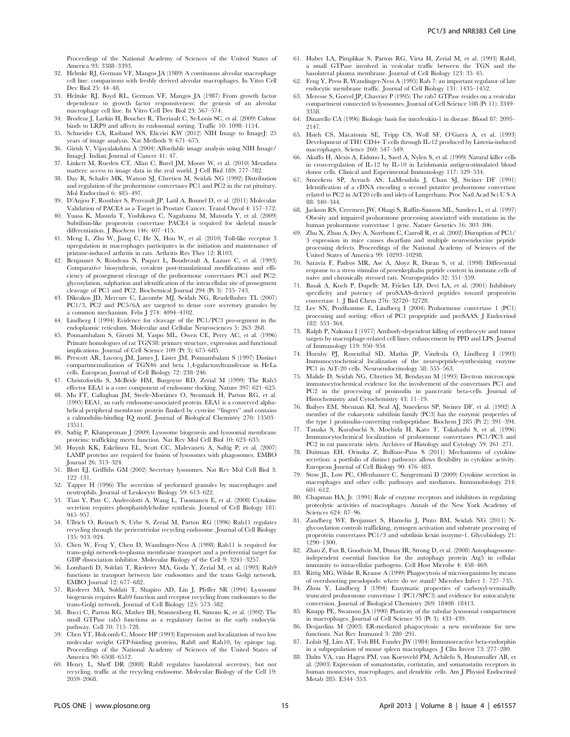Proceedings of the National Academy of Sciences of the United States of America 93: 3388–3393.

32. Helmke RJ, German VF, Mangos JA (1989) A continuous alveolar macrophage cell line: comparisons with freshly derived alveolar macrophages. In Vitro Cell Dev Biol 25: 44–48.
33. Helmke RJ, Boyd RL, German VF, Mangos JA (1987) From growth factor dependence to growth factor responsiveness: the genesis of an alveolar macrophage cell line. In Vitro Cell Dev Biol 23: 567–574.
34. Brodeur J, Larkin H, Boucher R, Theriault C, St-Louis SC, et al. (2009) Calnuc binds to LRP9 and affects its endosomal sorting. Traffic 10: 1098–1114.
35. Schneider CA, Rasband WS, Eliceiri KW (2012) NIH Image to ImageJ: 25 years of image analysis. Nat Methods 9: 671–675.
36. Girish V, Vijayalakshmi A (2004) Affordable image analysis using NIH Image/ImageJ. Indian Journal of Cancer 41: 47.
37. Linkert M, Rueden CT, Allan C, Burel JM, Moore W, et al. (2010) Metadata matters: access to image data in the real world. J Cell Biol 189: 777–782.
38. Day R, Schafer MK, Watson SJ, Chretien M, Seidah NG (1992) Distribution and regulation of the prohormone convertases PC1 and PC2 in the rat pituitary. Mol Endocrinol 6: 485–497.
39. D'Anjou F, Routhier S, Perreault JP, Latil A, Bonnel D, et al. (2011) Molecular Validation of PACE4 as a Target in Prostate Cancer. Transl Oncol 4: 157–172.
40. Yuasa K, Masuda T, Yoshikawa C, Nagahama M, Matsuda Y, et al. (2009) Subtilisin-like proprotein convertase PACE4 is required for skeletal muscle differentiation. J Biochem 146: 407–415.
41. Meng L, Zhu W, Jiang C, He X, Hou W, et al. (2010) Toll-like receptor 3 upregulation in macrophages participates in the initiation and maintenance of pristane-induced arthritis in rats. Arthritis Res Ther 12: R103.
42. Benjannet S, Rondeau N, Paquet L, Boudreault A, Lazure C, et al. (1993) Comparative biosynthesis, covalent post-translational modifications and efficiency of prosegment cleavage of the prohormone convertases PC1 and PC2: glycosylation, sulphation and identification of the intracellular site of prosegment cleavage of PC1 and PC2. Biochemical Journal 294 (Pt 3): 735–743.
43. Dikeakos JD, Mercure C, Lacombe MJ, Seidah NG, Reudelhuber TL (2007) PC1/3, PC2 and PC5/6A are targeted to dense core secretory granules by a common mechanism. Febs J 274: 4094–4102.
44. Lindberg I (1994) Evidence for cleavage of the PC1/PC3 pro-segment in the endoplasmic reticulum. Molecular and Cellular Neurosciences 5: 263–268.
45. Ponnambalam S, Girotti M, Yaspo ML, Owen CE, Perry AC, et al. (1996) Primate homologues of rat TGN38: primary structure, expression and functional implications. Journal of Cell Science 109 (Pt 3): 675–685.
46. Prescott AR, Lucocq JM, James J, Lister JM, Ponnambalam S (1997) Distinct compartmentalization of TGN46 and beta 1,4-galactosyltransferase in HeLa cells. European Journal of Cell Biology 72: 238–246.
47. Christoforidis S, McBride HM, Burgoyne RD, Zerial M (1999) The Rab5 effector EEA1 is a core component of endosome docking. Nature 397: 621–625.
48. Mu FT, Callaghan JM, Steele-Mortimer O, Stenmark H, Parton RG, et al. (1995) EEA1, an early endosome-associated protein. EEA1 is a conserved alpha-helical peripheral membrane protein flanked by cysteine "fingers" and contains a calmodulin-binding IQ motif. Journal of Biological Chemistry 270: 13503–13511.
49. Saftig P, Klumperman J (2009) Lysosome biogenesis and lysosomal membrane proteins: trafficking meets function. Nat Rev Mol Cell Biol 10: 623–635.
50. Huynh KK, Eskelinen EL, Scott CC, Malevanets A, Saftig P, et al. (2007) LAMP proteins are required for fusion of lysosomes with phagosomes. EMBO Journal 26: 313–324.
51. Blott EJ, Griffiths GM (2002) Secretory lysosomes. Nat Rev Mol Cell Biol 3: 122–131.
52. Tapper H (1996) The secretion of preformed granules by macrophages and neutrophils. Journal of Leukocyte Biology 59: 613–622.
53. Tian Y, Pate C, Andreolotti A, Wang L, Tuomanen E, et al. (2008) Cytokine secretion requires phosphatidylcholine synthesis. Journal of Cell Biology 181: 945–957.
54. Ullrich O, Reinsch S, Urbe S, Zerial M, Parton RG (1996) Rab11 regulates recycling through the pericentriolar recycling endosome. Journal of Cell Biology 135: 913–924.
55. Chen W, Feng Y, Chen D, Wandinger-Ness A (1998) Rab11 is required for trans-golgi network-to-plasma membrane transport and a preferential target for GDP dissociation inhibitor. Molecular Biology of the Cell 9: 3241–3257.
56. Lombardi D, Soldati T, Riederer MA, Goda Y, Zerial M, et al. (1993) Rab9 functions in transport between late endosomes and the trans Golgi network. EMBO Journal 12: 677–682.
57. Riederer MA, Soldati T, Shapiro AD, Lin J, Pfeffer SR (1994) Lysosome biogenesis requires Rab9 function and receptor recycling from endosomes to the trans-Golgi network. Journal of Cell Biology 125: 573–582.
58. Bucci C, Parton RG, Mather IH, Stunnenberg H, Simons K, et al. (1992) The small GTPase rab5 functions as a regulatory factor in the early endocytic pathway. Cell 70: 715–728.
59. Chen YT, Holcomb C, Moore HP (1993) Expression and localization of two low molecular weight GTP-binding proteins, Rab8 and Rab10, by epitope tag. Proceedings of the National Academy of Sciences of the United States of America 90: 6508–6512.
60. Henry L, Sheff DR (2008) Rab8 regulates basolateral secretory, but not recycling, traffic at the recycling endosome. Molecular Biology of the Cell 19: 2059–2068.
61. Huber LA, Pimplikar S, Parton RG, Virta H, Zerial M, et al. (1993) Rab8, a small GTPase involved in vesicular traffic between the TGN and the basolateral plasma membrane. Journal of Cell Biology 123: 35–45.
62. Feng Y, Press B, Wandinger-Ness A (1995) Rab 7: an important regulator of late endocytic membrane traffic. Journal of Cell Biology 131: 1435–1452.
63. Meresse S, Gorvel JP, Chavrier P (1995) The rab7 GTPase resides on a vesicular compartment connected to lysosomes. Journal of Cell Science 108 (Pt 11): 3349–3358.
64. Dinarello CA (1996) Biologic basis for interleukin-1 in disease. Blood 87: 2095–2147.
65. Hsieh CS, Macatonia SE, Tripp CS, Wolf SF, O'Garra A, et al. (1993) Development of TH1 CD4+ T cells through IL-12 produced by Listeria-induced macrophages. Science 260: 547–549.
66. Akuffo H, Alexis A, Eidsmo L, Saed A, Nylen S, et al. (1999) Natural killer cells in cross-regulation of IL-12 by IL-10 in Leishmania antigen-stimulated blood donor cells. Clinical and Experimental Immunology 117: 529–534.
67. Smeekens SP, Avruch AS, LaMendola J, Chan SJ, Steiner DF (1991) Identification of a cDNA encoding a second putative prohormone convertase related to PC2 in AtT20 cells and islets of Langerhans. Proc Natl Acad Sci U S A 88: 340–344.
68. Jackson RS, Creemers JW, Ohagi S, Raffin-Sanson ML, Sanders L, et al. (1997) Obesity and impaired prohormone processing associated with mutations in the human prohormone convertase 1 gene. Nature Genetics 16: 303–306.
69. Zhu X, Zhou A, Dey A, Norrbom C, Carroll R, et al. (2002) Disruption of PC1/3 expression in mice causes dwarfism and multiple neuroendocrine peptide processing defects. Proceedings of the National Academy of Sciences of the United States of America 99: 10293–10298.
70. Saravia F, Padros MR, Ase A, Aloyz R, Duran S, et al. (1998) Differential response to a stress stimulus of proenkephalin peptide content in immune cells of naive and chronically stressed rats. Neuropeptides 32: 351–359.
71. Basak A, Koch P, Dupelle M, Fricker LD, Devi LA, et al. (2001) Inhibitory specificity and potency of proSAAS-derived peptides toward proprotein convertase 1. J Biol Chem 276: 32720–32728.
72. Lee SN, Prodhomme E, Lindberg I (2004) Prohormone convertase 1 (PC1) processing and sorting: effect of PC1 propeptide and proSAAS. J Endocrinol 182: 353–364.
73. Ralph P, Nakoinz I (1977) Antibody-dependent killing of erythrocyte and tumor targets by macrophage-related cell lines: enhancement by PPD and LPS. Journal of Immunology 119: 950–954.
74. Hornby PJ, Rosenthal SD, Mathis JP, Vindrola O, Lindberg I (1993) Immunocytochemical localization of the neuropeptide-synthesizing enzyme PC1 in AtT-20 cells. Neuroendocrinology 58: 555–563.
75. Malide D, Seidah NG, Chretien M, Bendayan M (1995) Electron microscopic immunocytochemical evidence for the involvement of the convertases PC1 and PC2 in the processing of proinsulin in pancreatic beta-cells. Journal of Histochemistry and Cytochemistry 43: 11–19.
76. Bailyes EM, Shennan KI, Seal AJ, Smeekens SP, Steiner DF, et al. (1992) A member of the eukaryotic subtilisin family (PC3) has the enzymic properties of the type 1 proinsulin-converting endopeptidase. Biochem J 285 (Pt 2): 391–394.
77. Tanaka S, Kurabuchi S, Mochida H, Kato T, Takahashi S, et al. (1996) Immunocytochemical localization of prohormone convertases PC1/PC3 and PC2 in rat pancreatic islets. Archives of Histology and Cytology 59: 261–271.
78. Duitman EH, Orinska Z, Bulfone-Paus S (2011) Mechanisms of cytokine secretion: a portfolio of distinct pathways allows flexibility in cytokine activity. European Journal of Cell Biology 90: 476–483.
79. Stow JL, Low PC, Offenhauser C, Sangermani D (2009) Cytokine secretion in macrophages and other cells: pathways and mediators. Immunobiology 214: 601–612.
80. Chapman HA, Jr. (1991) Role of enzyme receptors and inhibitors in regulating proteolytic activities of macrophages. Annals of the New York Academy of Sciences 624: 87–96.
81. Zandberg WF, Benjannet S, Hamelin J, Pinto BM, Seidah NG (2011) N-glycosylation controls trafficking, zymogen activation and substrate processing of proprotein convertases PC1/3 and subtilisin kexin isozyme-1. Glycobiology 21: 1290–1300.
82. Zhao Z, Fux B, Goodwin M, Dunay IR, Strong D, et al. (2008) Autophagosome-independent essential function for the autophagy protein Atg5 in cellular immunity to intracellular pathogens. Cell Host Microbe 4: 458–469.
83. Rittig MG, Wilske B, Krause A (1999) Phagocytosis of microorganisms by means of overshooting pseudopods: where do we stand? Microbes Infect 1: 727–735.
84. Zhou Y, Lindberg I (1994) Enzymatic properties of carboxyl-terminally truncated prohormone convertase 1 (PC1/SPC3) and evidence for autocatalytic conversion. Journal of Biological Chemistry 269: 18408–18413.
85. Knapp PE, Swanson JA (1990) Plasticity of the tubular lysosomal compartment in macrophages. Journal of Cell Science 95 (Pt 3): 433–439.
86. Desjardins M (2003) ER-mediated phagocytosis: a new membrane for new functions. Nat Rev Immunol 3: 280–291.
87. Lolait SJ, Lim AT, Toh BH, Funder JW (1984) Immunoreactive beta-endorphin in a subpopulation of mouse spleen macrophages. J Clin Invest 73: 277–280.
88. Dalm VA, van Hagen PM, van Koetsveld PM, Achilefu S, Houtsmuller AB, et al. (2003) Expression of somatostatin, cortistatin, and somatostatin receptors in human monocytes, macrophages, and dendritic cells. Am J Physiol Endocrinol Metab 285: E344–353.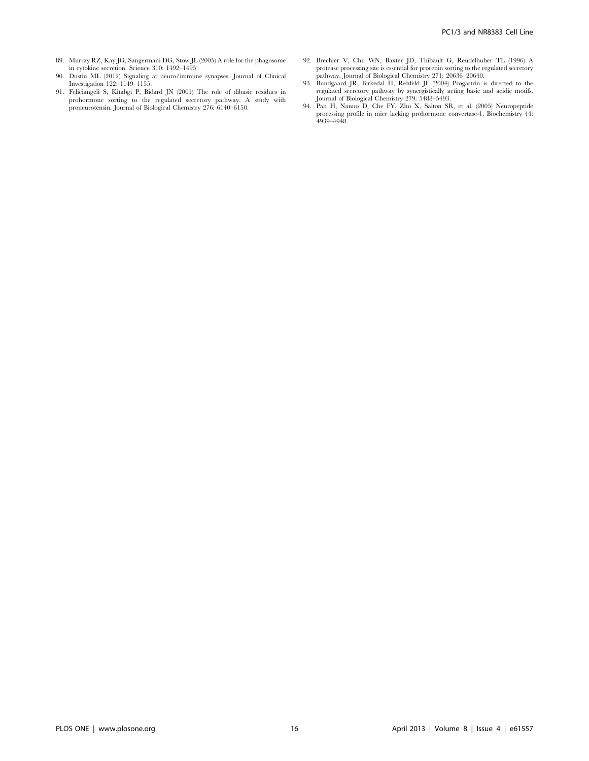89. Murray RZ, Kay JG, Sangermani DG, Stow JL (2005) A role for the phagosome in cytokine secretion. Science 310: 1492–1495.
90. Dustin ML (2012) Signaling at neuro/immune synapses. Journal of Clinical Investigation 122: 1149–1155.
91. Feliciangeli S, Kitabgi P, Bidard JN (2001) The role of dibasic residues in prohormone sorting to the regulated secretory pathway. A study with proneurotensin. Journal of Biological Chemistry 276: 6140–6150.
92. Brechler V, Chu WN, Baxter JD, Thibault G, Reudelhuber TL (1996) A protease processing site is essential for prorenin sorting to the regulated secretory pathway. Journal of Biological Chemistry 271: 20636–20640.
93. Bundgaard JR, Birkedal H, Rehfeld JF (2004) Progastrin is directed to the regulated secretory pathway by synergistically acting basic and acidic motifs. Journal of Biological Chemistry 279: 5488–5493.
94. Pan H, Nanno D, Che FY, Zhu X, Salton SR, et al. (2005) Neuropeptide processing profile in mice lacking prohormone convertase-1. Biochemistry 44: 4939–4948.